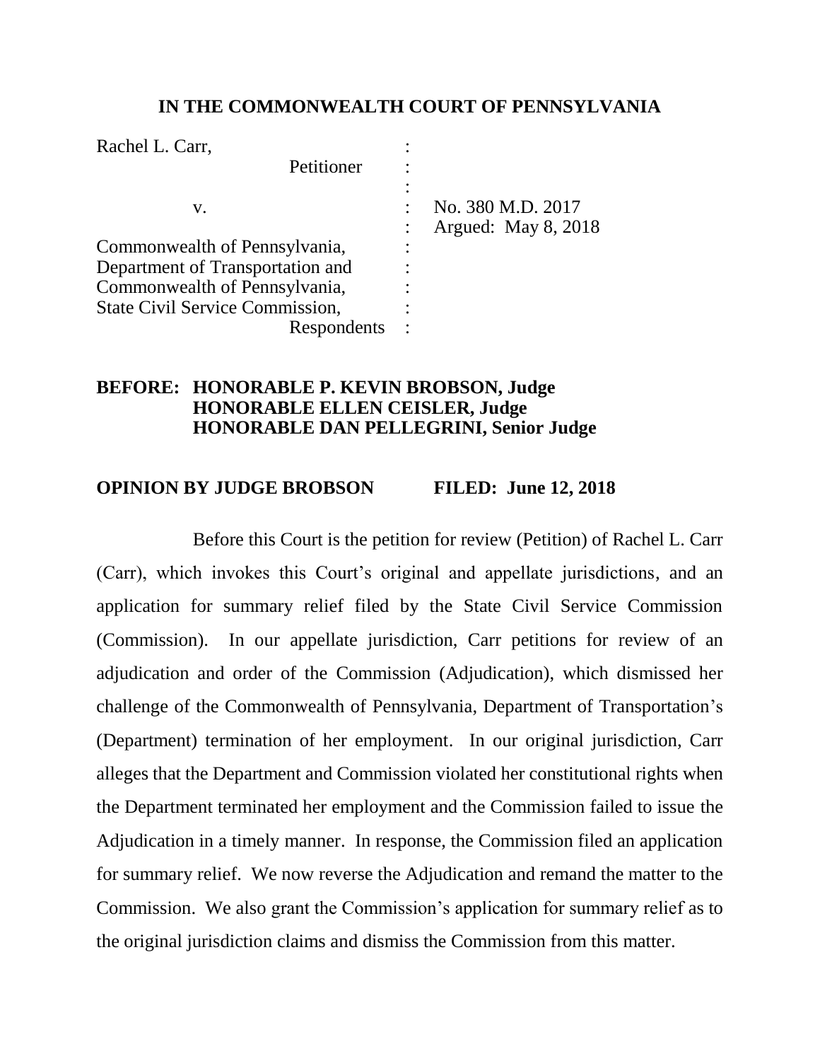**IN THE COMMONWEALTH COURT OF PENNSYLVANIA**

| | | |
|---|---|---|
| Rachel L. Carr, | : | |
| Petitioner | : | |
| | : | |
| v. | : | No. 380 M.D. 2017 |
| | : | Argued: May 8, 2018 |
| Commonwealth of Pennsylvania, | : | |
| Department of Transportation and | : | |
| Commonwealth of Pennsylvania, | : | |
| State Civil Service Commission, | : | |
| Respondents | : | |

**BEFORE: HONORABLE P. KEVIN BROBSON, Judge**
**HONORABLE ELLEN CEISLER, Judge**
**HONORABLE DAN PELLEGRINI, Senior Judge**

**OPINION BY JUDGE BROBSON FILED: June 12, 2018**

Before this Court is the petition for review (Petition) of Rachel L. Carr (Carr), which invokes this Court's original and appellate jurisdictions, and an application for summary relief filed by the State Civil Service Commission (Commission). In our appellate jurisdiction, Carr petitions for review of an adjudication and order of the Commission (Adjudication), which dismissed her challenge of the Commonwealth of Pennsylvania, Department of Transportation's (Department) termination of her employment. In our original jurisdiction, Carr alleges that the Department and Commission violated her constitutional rights when the Department terminated her employment and the Commission failed to issue the Adjudication in a timely manner. In response, the Commission filed an application for summary relief. We now reverse the Adjudication and remand the matter to the Commission. We also grant the Commission's application for summary relief as to the original jurisdiction claims and dismiss the Commission from this matter.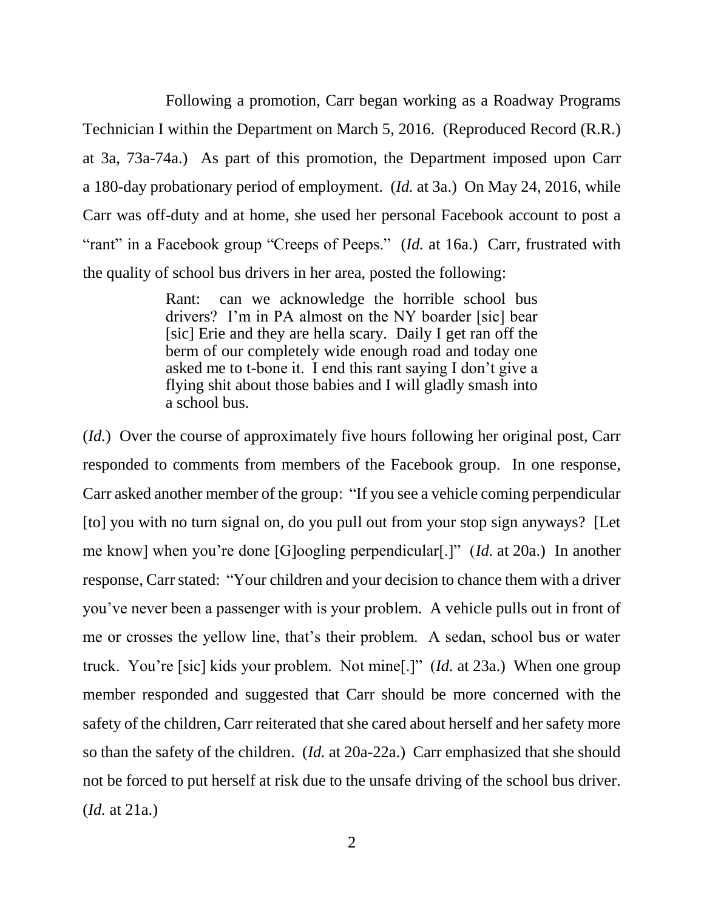Following a promotion, Carr began working as a Roadway Programs Technician I within the Department on March 5, 2016. (Reproduced Record (R.R.) at 3a, 73a-74a.) As part of this promotion, the Department imposed upon Carr a 180-day probationary period of employment. (*Id.* at 3a.) On May 24, 2016, while Carr was off-duty and at home, she used her personal Facebook account to post a "rant" in a Facebook group "Creeps of Peeps." (*Id.* at 16a.) Carr, frustrated with the quality of school bus drivers in her area, posted the following:

> Rant: can we acknowledge the horrible school bus drivers? I'm in PA almost on the NY boarder [sic] bear [sic] Erie and they are hella scary. Daily I get ran off the berm of our completely wide enough road and today one asked me to t-bone it. I end this rant saying I don't give a flying shit about those babies and I will gladly smash into a school bus.

(*Id.*) Over the course of approximately five hours following her original post, Carr responded to comments from members of the Facebook group. In one response, Carr asked another member of the group: "If you see a vehicle coming perpendicular [to] you with no turn signal on, do you pull out from your stop sign anyways? [Let me know] when you're done [G]oogling perpendicular[.]" (*Id.* at 20a.) In another response, Carr stated: "Your children and your decision to chance them with a driver you've never been a passenger with is your problem. A vehicle pulls out in front of me or crosses the yellow line, that's their problem. A sedan, school bus or water truck. You're [sic] kids your problem. Not mine[.]" (*Id.* at 23a.) When one group member responded and suggested that Carr should be more concerned with the safety of the children, Carr reiterated that she cared about herself and her safety more so than the safety of the children. (*Id.* at 20a-22a.) Carr emphasized that she should not be forced to put herself at risk due to the unsafe driving of the school bus driver. (*Id.* at 21a.)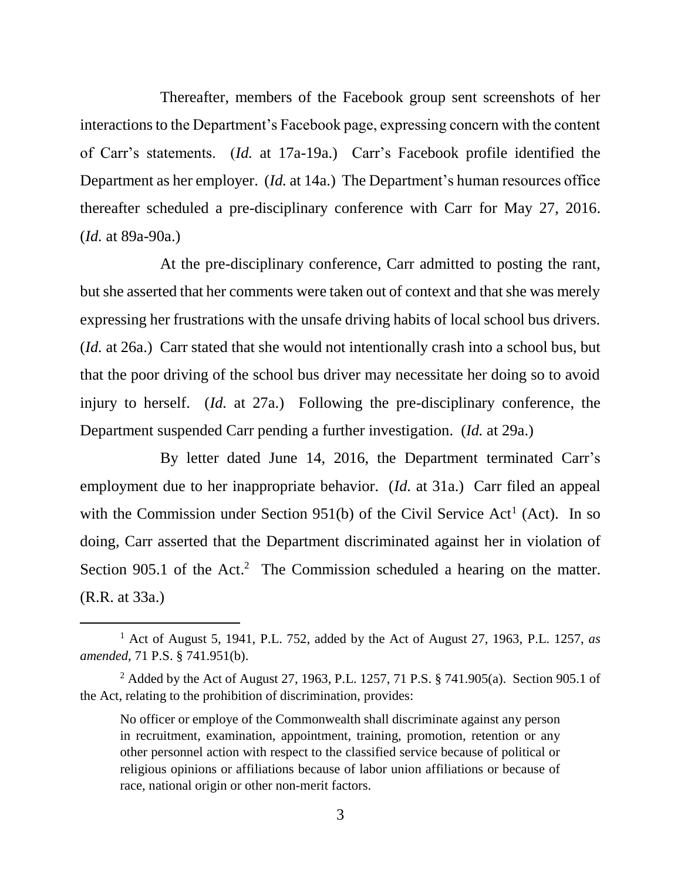Thereafter, members of the Facebook group sent screenshots of her interactions to the Department's Facebook page, expressing concern with the content of Carr's statements. (*Id.* at 17a-19a.) Carr's Facebook profile identified the Department as her employer. (*Id.* at 14a.) The Department's human resources office thereafter scheduled a pre-disciplinary conference with Carr for May 27, 2016. (*Id.* at 89a-90a.)

At the pre-disciplinary conference, Carr admitted to posting the rant, but she asserted that her comments were taken out of context and that she was merely expressing her frustrations with the unsafe driving habits of local school bus drivers. (*Id.* at 26a.) Carr stated that she would not intentionally crash into a school bus, but that the poor driving of the school bus driver may necessitate her doing so to avoid injury to herself. (*Id.* at 27a.) Following the pre-disciplinary conference, the Department suspended Carr pending a further investigation. (*Id.* at 29a.)

By letter dated June 14, 2016, the Department terminated Carr's employment due to her inappropriate behavior. (*Id.* at 31a.) Carr filed an appeal with the Commission under Section 951(b) of the Civil Service Act[1] (Act). In so doing, Carr asserted that the Department discriminated against her in violation of Section 905.1 of the Act.[2] The Commission scheduled a hearing on the matter. (R.R. at 33a.)

---

[1] Act of August 5, 1941, P.L. 752, added by the Act of August 27, 1963, P.L. 1257, *as amended*, 71 P.S. § 741.951(b).

[2] Added by the Act of August 27, 1963, P.L. 1257, 71 P.S. § 741.905(a). Section 905.1 of the Act, relating to the prohibition of discrimination, provides:

> No officer or employe of the Commonwealth shall discriminate against any person in recruitment, examination, appointment, training, promotion, retention or any other personnel action with respect to the classified service because of political or religious opinions or affiliations because of labor union affiliations or because of race, national origin or other non-merit factors.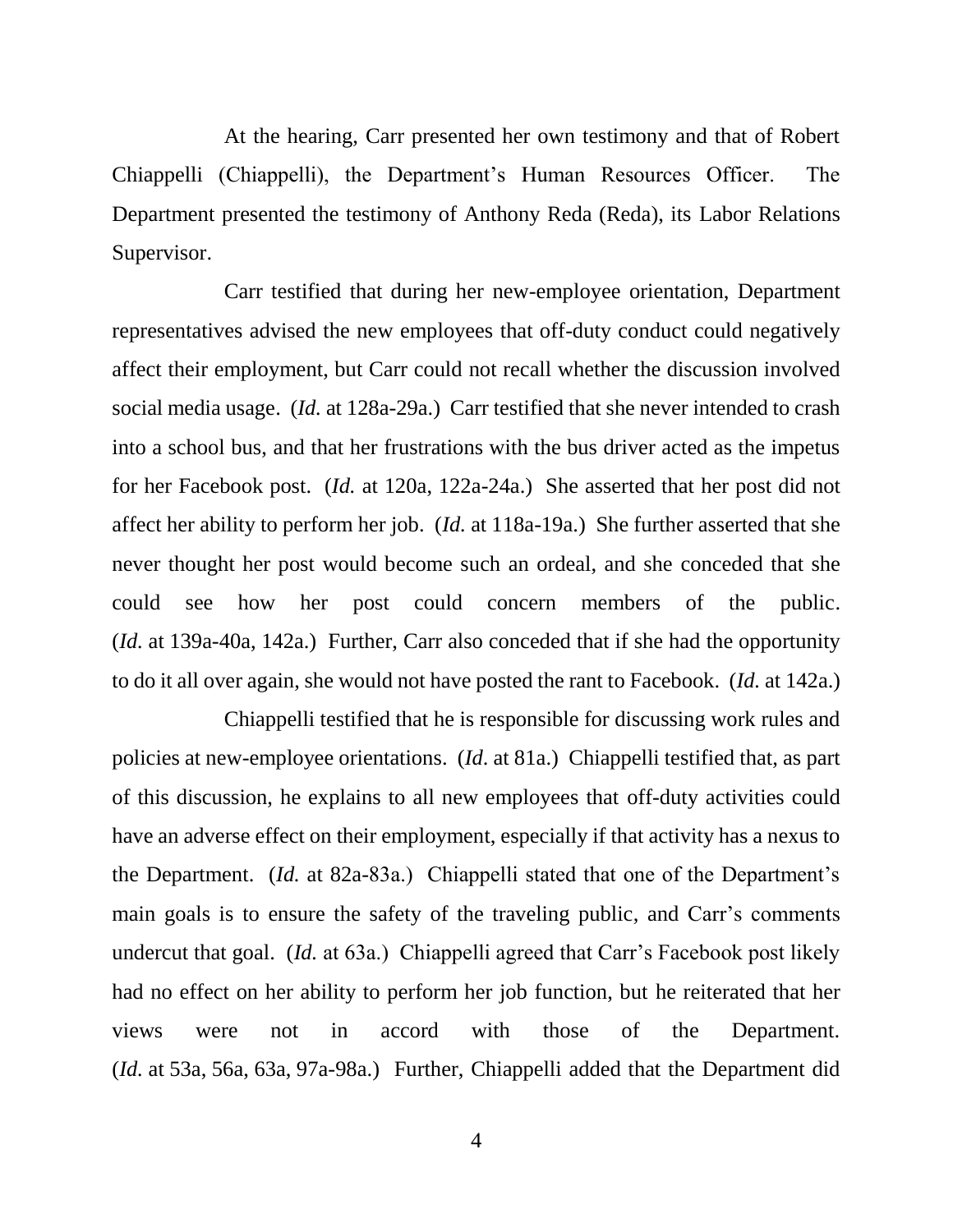At the hearing, Carr presented her own testimony and that of Robert Chiappelli (Chiappelli), the Department's Human Resources Officer. The Department presented the testimony of Anthony Reda (Reda), its Labor Relations Supervisor.

Carr testified that during her new-employee orientation, Department representatives advised the new employees that off-duty conduct could negatively affect their employment, but Carr could not recall whether the discussion involved social media usage. (*Id.* at 128a-29a.) Carr testified that she never intended to crash into a school bus, and that her frustrations with the bus driver acted as the impetus for her Facebook post. (*Id.* at 120a, 122a-24a.) She asserted that her post did not affect her ability to perform her job. (*Id.* at 118a-19a.) She further asserted that she never thought her post would become such an ordeal, and she conceded that she could see how her post could concern members of the public. (*Id.* at 139a-40a, 142a.) Further, Carr also conceded that if she had the opportunity to do it all over again, she would not have posted the rant to Facebook. (*Id.* at 142a.)

Chiappelli testified that he is responsible for discussing work rules and policies at new-employee orientations. (*Id*. at 81a.) Chiappelli testified that, as part of this discussion, he explains to all new employees that off-duty activities could have an adverse effect on their employment, especially if that activity has a nexus to the Department. (*Id.* at 82a-83a.) Chiappelli stated that one of the Department's main goals is to ensure the safety of the traveling public, and Carr's comments undercut that goal. (*Id.* at 63a.) Chiappelli agreed that Carr's Facebook post likely had no effect on her ability to perform her job function, but he reiterated that her views were not in accord with those of the Department. (*Id.* at 53a, 56a, 63a, 97a-98a.) Further, Chiappelli added that the Department did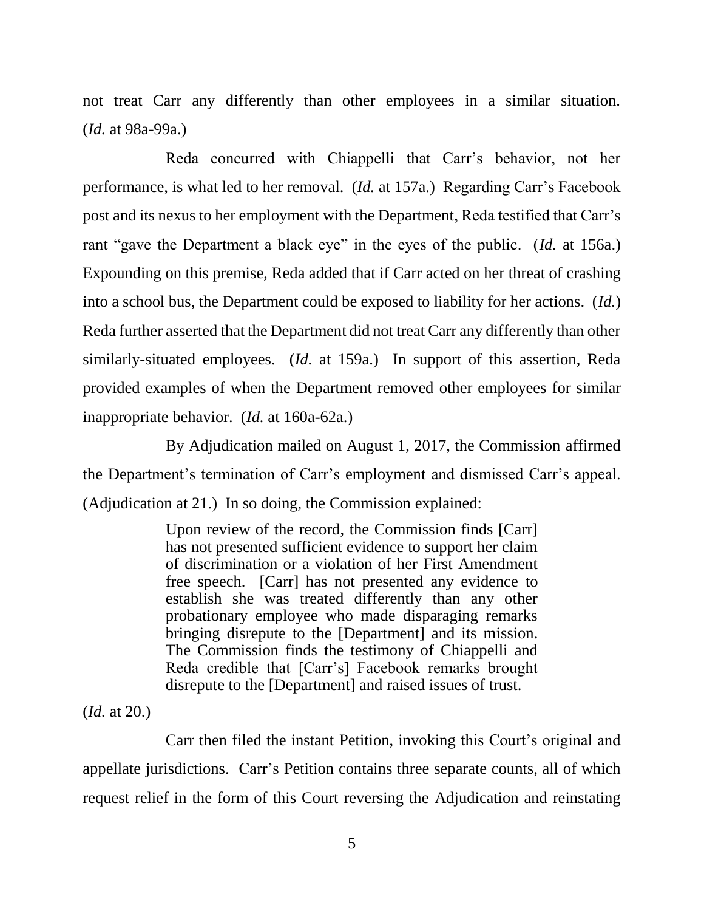not treat Carr any differently than other employees in a similar situation. (*Id.* at 98a-99a.)

Reda concurred with Chiappelli that Carr's behavior, not her performance, is what led to her removal. (*Id.* at 157a.) Regarding Carr's Facebook post and its nexus to her employment with the Department, Reda testified that Carr's rant "gave the Department a black eye" in the eyes of the public. (*Id.* at 156a.) Expounding on this premise, Reda added that if Carr acted on her threat of crashing into a school bus, the Department could be exposed to liability for her actions. (*Id.*) Reda further asserted that the Department did not treat Carr any differently than other similarly-situated employees. (*Id.* at 159a.) In support of this assertion, Reda provided examples of when the Department removed other employees for similar inappropriate behavior. (*Id.* at 160a-62a.)

By Adjudication mailed on August 1, 2017, the Commission affirmed the Department's termination of Carr's employment and dismissed Carr's appeal. (Adjudication at 21.) In so doing, the Commission explained:

> Upon review of the record, the Commission finds [Carr] has not presented sufficient evidence to support her claim of discrimination or a violation of her First Amendment free speech. [Carr] has not presented any evidence to establish she was treated differently than any other probationary employee who made disparaging remarks bringing disrepute to the [Department] and its mission. The Commission finds the testimony of Chiappelli and Reda credible that [Carr's] Facebook remarks brought disrepute to the [Department] and raised issues of trust.

(*Id.* at 20.)

Carr then filed the instant Petition, invoking this Court's original and appellate jurisdictions. Carr's Petition contains three separate counts, all of which request relief in the form of this Court reversing the Adjudication and reinstating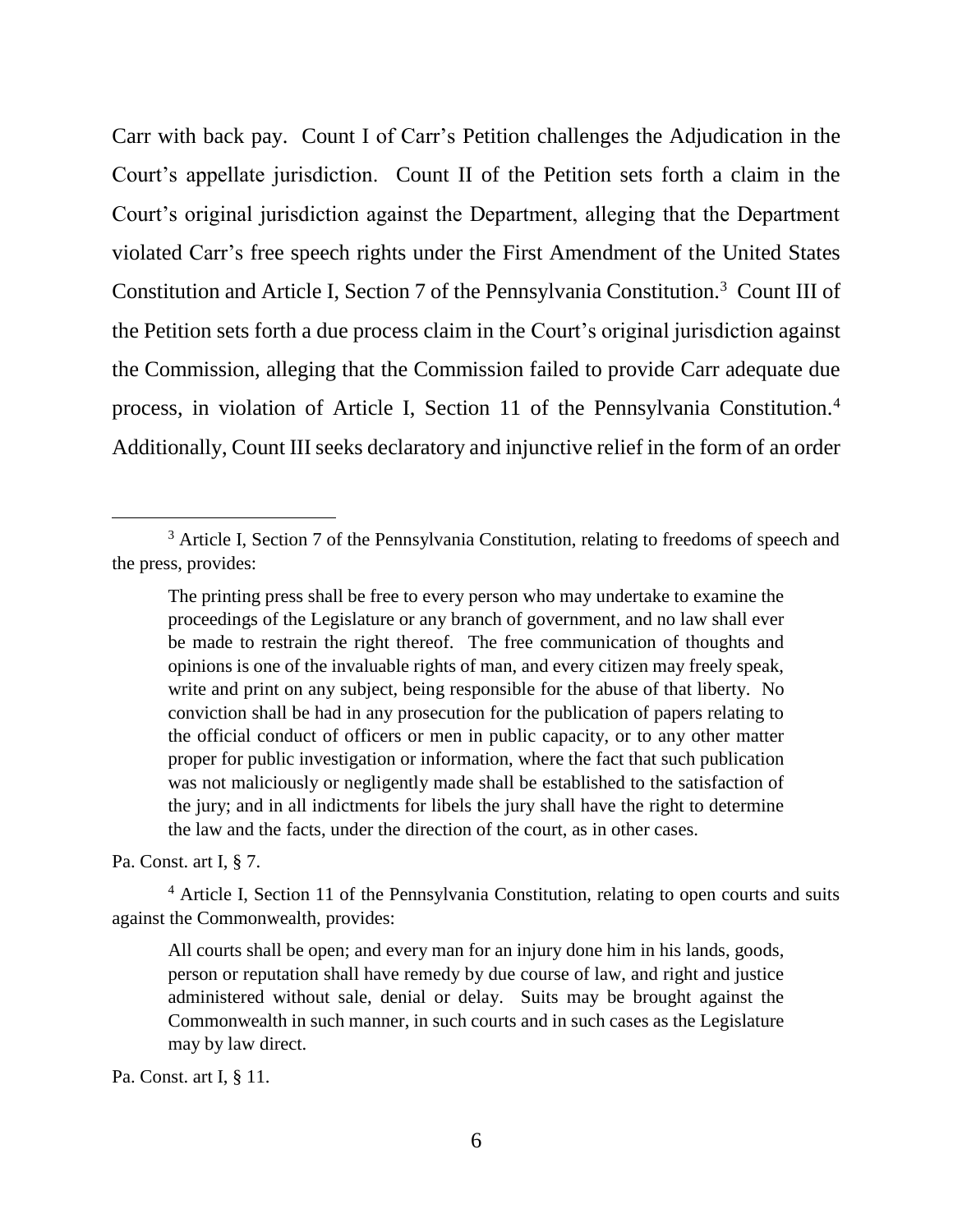Carr with back pay. Count I of Carr's Petition challenges the Adjudication in the Court's appellate jurisdiction. Count II of the Petition sets forth a claim in the Court's original jurisdiction against the Department, alleging that the Department violated Carr's free speech rights under the First Amendment of the United States Constitution and Article I, Section 7 of the Pennsylvania Constitution.[3] Count III of the Petition sets forth a due process claim in the Court's original jurisdiction against the Commission, alleging that the Commission failed to provide Carr adequate due process, in violation of Article I, Section 11 of the Pennsylvania Constitution.[4] Additionally, Count III seeks declaratory and injunctive relief in the form of an order

---

[3] Article I, Section 7 of the Pennsylvania Constitution, relating to freedoms of speech and the press, provides:

> The printing press shall be free to every person who may undertake to examine the proceedings of the Legislature or any branch of government, and no law shall ever be made to restrain the right thereof. The free communication of thoughts and opinions is one of the invaluable rights of man, and every citizen may freely speak, write and print on any subject, being responsible for the abuse of that liberty. No conviction shall be had in any prosecution for the publication of papers relating to the official conduct of officers or men in public capacity, or to any other matter proper for public investigation or information, where the fact that such publication was not maliciously or negligently made shall be established to the satisfaction of the jury; and in all indictments for libels the jury shall have the right to determine the law and the facts, under the direction of the court, as in other cases.

Pa. Const. art I, § 7.

[4] Article I, Section 11 of the Pennsylvania Constitution, relating to open courts and suits against the Commonwealth, provides:

> All courts shall be open; and every man for an injury done him in his lands, goods, person or reputation shall have remedy by due course of law, and right and justice administered without sale, denial or delay. Suits may be brought against the Commonwealth in such manner, in such courts and in such cases as the Legislature may by law direct.

Pa. Const. art I, § 11.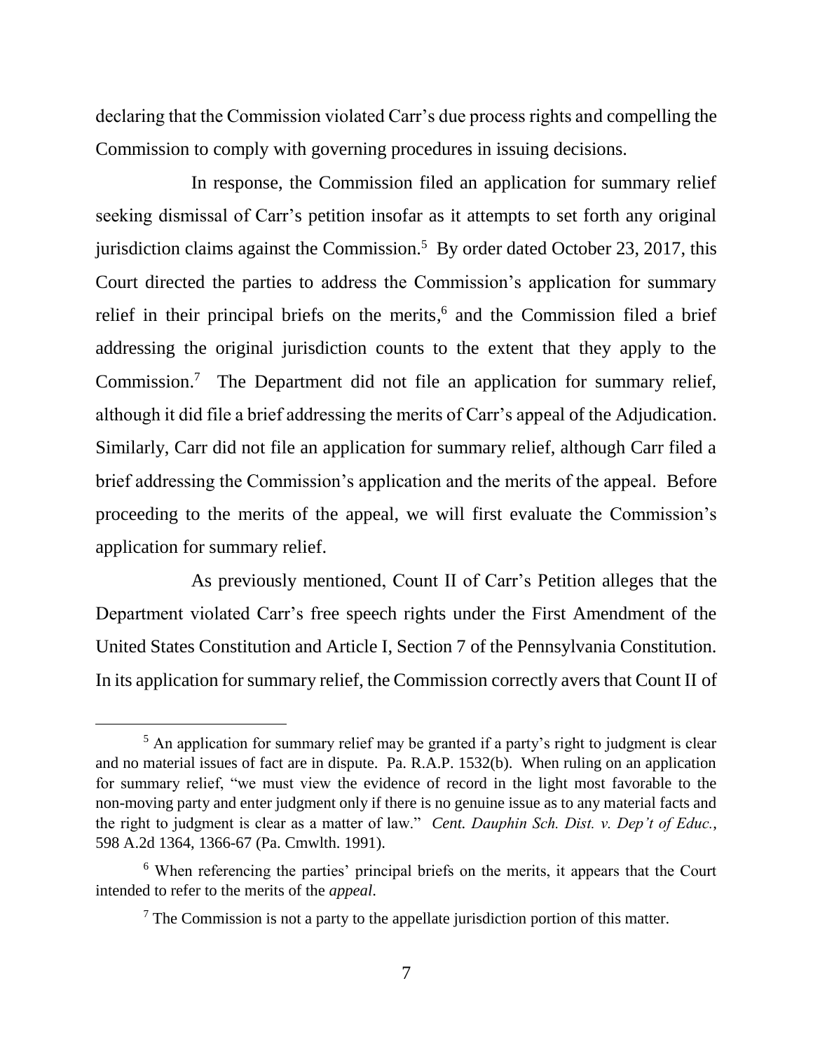declaring that the Commission violated Carr's due process rights and compelling the Commission to comply with governing procedures in issuing decisions.

In response, the Commission filed an application for summary relief seeking dismissal of Carr's petition insofar as it attempts to set forth any original jurisdiction claims against the Commission.[5] By order dated October 23, 2017, this Court directed the parties to address the Commission's application for summary relief in their principal briefs on the merits,[6] and the Commission filed a brief addressing the original jurisdiction counts to the extent that they apply to the Commission.[7] The Department did not file an application for summary relief, although it did file a brief addressing the merits of Carr's appeal of the Adjudication. Similarly, Carr did not file an application for summary relief, although Carr filed a brief addressing the Commission's application and the merits of the appeal. Before proceeding to the merits of the appeal, we will first evaluate the Commission's application for summary relief.

As previously mentioned, Count II of Carr's Petition alleges that the Department violated Carr's free speech rights under the First Amendment of the United States Constitution and Article I, Section 7 of the Pennsylvania Constitution. In its application for summary relief, the Commission correctly avers that Count II of

---

[5] An application for summary relief may be granted if a party's right to judgment is clear and no material issues of fact are in dispute. Pa. R.A.P. 1532(b). When ruling on an application for summary relief, "we must view the evidence of record in the light most favorable to the non-moving party and enter judgment only if there is no genuine issue as to any material facts and the right to judgment is clear as a matter of law." *Cent. Dauphin Sch. Dist. v. Dep't of Educ.*, 598 A.2d 1364, 1366-67 (Pa. Cmwlth. 1991).

[6] When referencing the parties' principal briefs on the merits, it appears that the Court intended to refer to the merits of the *appeal*.

[7] The Commission is not a party to the appellate jurisdiction portion of this matter.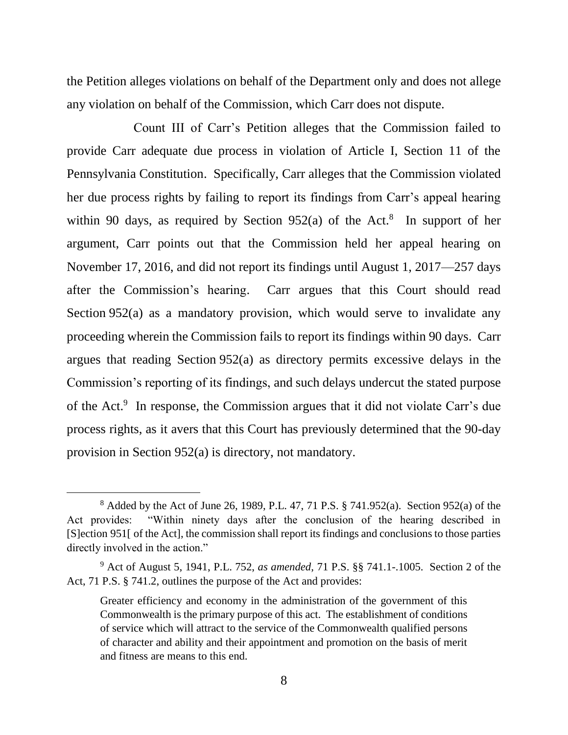the Petition alleges violations on behalf of the Department only and does not allege any violation on behalf of the Commission, which Carr does not dispute.

Count III of Carr's Petition alleges that the Commission failed to provide Carr adequate due process in violation of Article I, Section 11 of the Pennsylvania Constitution. Specifically, Carr alleges that the Commission violated her due process rights by failing to report its findings from Carr's appeal hearing within 90 days, as required by Section 952(a) of the Act.[8] In support of her argument, Carr points out that the Commission held her appeal hearing on November 17, 2016, and did not report its findings until August 1, 2017—257 days after the Commission's hearing. Carr argues that this Court should read Section 952(a) as a mandatory provision, which would serve to invalidate any proceeding wherein the Commission fails to report its findings within 90 days. Carr argues that reading Section 952(a) as directory permits excessive delays in the Commission's reporting of its findings, and such delays undercut the stated purpose of the Act.[9] In response, the Commission argues that it did not violate Carr's due process rights, as it avers that this Court has previously determined that the 90-day provision in Section 952(a) is directory, not mandatory.

---

[8] Added by the Act of June 26, 1989, P.L. 47, 71 P.S. § 741.952(a). Section 952(a) of the Act provides: "Within ninety days after the conclusion of the hearing described in [S]ection 951[ of the Act], the commission shall report its findings and conclusions to those parties directly involved in the action."

[9] Act of August 5, 1941, P.L. 752, *as amended*, 71 P.S. §§ 741.1-.1005. Section 2 of the Act, 71 P.S. § 741.2, outlines the purpose of the Act and provides:

> Greater efficiency and economy in the administration of the government of this Commonwealth is the primary purpose of this act. The establishment of conditions of service which will attract to the service of the Commonwealth qualified persons of character and ability and their appointment and promotion on the basis of merit and fitness are means to this end.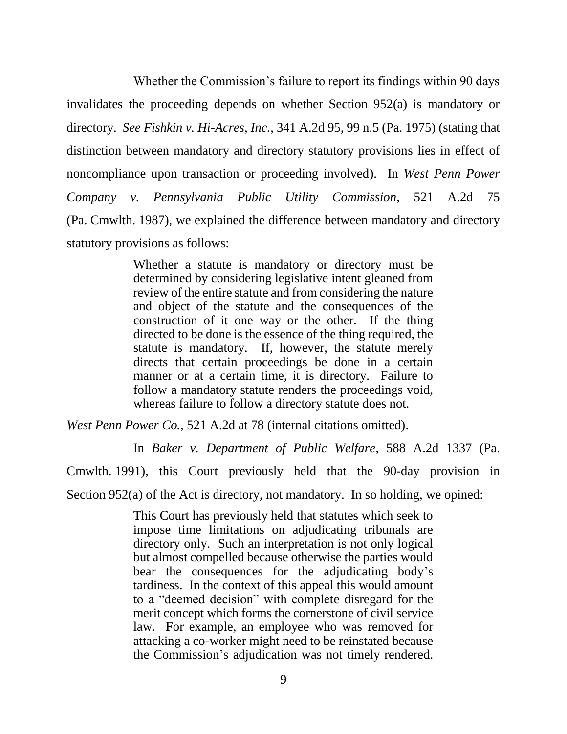Whether the Commission's failure to report its findings within 90 days invalidates the proceeding depends on whether Section 952(a) is mandatory or directory. *See Fishkin v. Hi-Acres, Inc.*, 341 A.2d 95, 99 n.5 (Pa. 1975) (stating that distinction between mandatory and directory statutory provisions lies in effect of noncompliance upon transaction or proceeding involved). In *West Penn Power Company v. Pennsylvania Public Utility Commission*, 521 A.2d 75 (Pa. Cmwlth. 1987), we explained the difference between mandatory and directory statutory provisions as follows:

> Whether a statute is mandatory or directory must be determined by considering legislative intent gleaned from review of the entire statute and from considering the nature and object of the statute and the consequences of the construction of it one way or the other. If the thing directed to be done is the essence of the thing required, the statute is mandatory. If, however, the statute merely directs that certain proceedings be done in a certain manner or at a certain time, it is directory. Failure to follow a mandatory statute renders the proceedings void, whereas failure to follow a directory statute does not.

*West Penn Power Co.*, 521 A.2d at 78 (internal citations omitted).

In *Baker v. Department of Public Welfare*, 588 A.2d 1337 (Pa. Cmwlth. 1991), this Court previously held that the 90-day provision in Section 952(a) of the Act is directory, not mandatory. In so holding, we opined:

> This Court has previously held that statutes which seek to impose time limitations on adjudicating tribunals are directory only. Such an interpretation is not only logical but almost compelled because otherwise the parties would bear the consequences for the adjudicating body's tardiness. In the context of this appeal this would amount to a "deemed decision" with complete disregard for the merit concept which forms the cornerstone of civil service law. For example, an employee who was removed for attacking a co-worker might need to be reinstated because the Commission's adjudication was not timely rendered.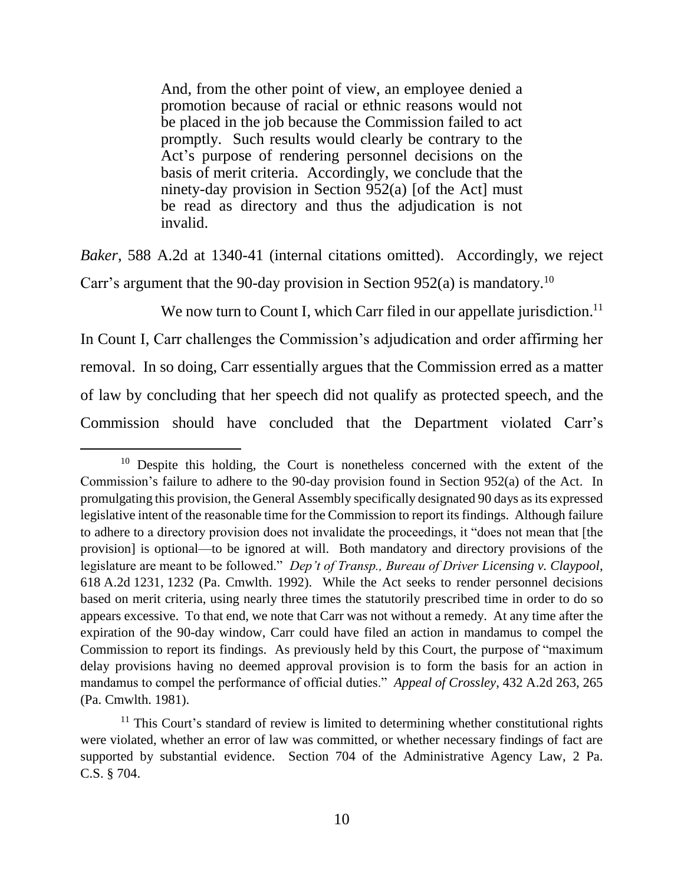> And, from the other point of view, an employee denied a promotion because of racial or ethnic reasons would not be placed in the job because the Commission failed to act promptly. Such results would clearly be contrary to the Act's purpose of rendering personnel decisions on the basis of merit criteria. Accordingly, we conclude that the ninety-day provision in Section 952(a) [of the Act] must be read as directory and thus the adjudication is not invalid.

*Baker*, 588 A.2d at 1340-41 (internal citations omitted). Accordingly, we reject Carr's argument that the 90-day provision in Section 952(a) is mandatory.[10]

We now turn to Count I, which Carr filed in our appellate jurisdiction.[11] In Count I, Carr challenges the Commission's adjudication and order affirming her removal. In so doing, Carr essentially argues that the Commission erred as a matter of law by concluding that her speech did not qualify as protected speech, and the Commission should have concluded that the Department violated Carr's

---

[10] Despite this holding, the Court is nonetheless concerned with the extent of the Commission's failure to adhere to the 90-day provision found in Section 952(a) of the Act. In promulgating this provision, the General Assembly specifically designated 90 days as its expressed legislative intent of the reasonable time for the Commission to report its findings. Although failure to adhere to a directory provision does not invalidate the proceedings, it "does not mean that [the provision] is optional—to be ignored at will. Both mandatory and directory provisions of the legislature are meant to be followed." *Dep't of Transp., Bureau of Driver Licensing v. Claypool*, 618 A.2d 1231, 1232 (Pa. Cmwlth. 1992). While the Act seeks to render personnel decisions based on merit criteria, using nearly three times the statutorily prescribed time in order to do so appears excessive. To that end, we note that Carr was not without a remedy. At any time after the expiration of the 90-day window, Carr could have filed an action in mandamus to compel the Commission to report its findings. As previously held by this Court, the purpose of "maximum delay provisions having no deemed approval provision is to form the basis for an action in mandamus to compel the performance of official duties." *Appeal of Crossley*, 432 A.2d 263, 265 (Pa. Cmwlth. 1981).

[11] This Court's standard of review is limited to determining whether constitutional rights were violated, whether an error of law was committed, or whether necessary findings of fact are supported by substantial evidence. Section 704 of the Administrative Agency Law, 2 Pa. C.S. § 704.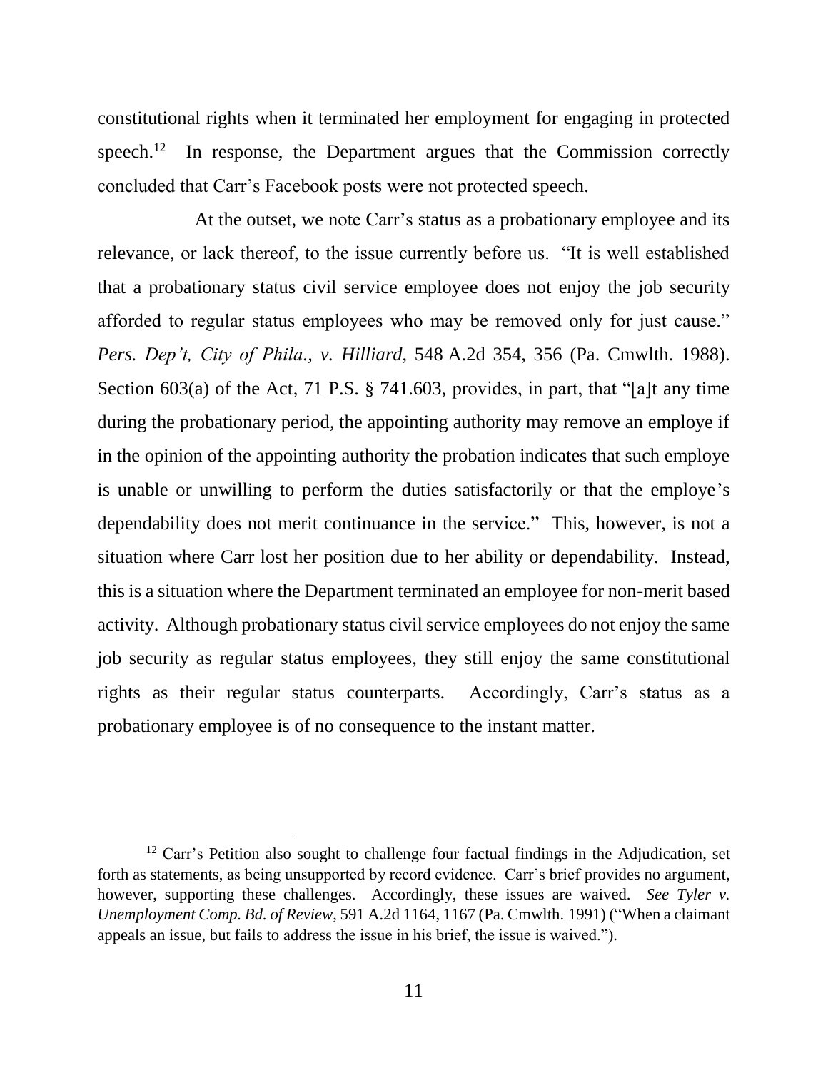constitutional rights when it terminated her employment for engaging in protected speech.[12] In response, the Department argues that the Commission correctly concluded that Carr's Facebook posts were not protected speech.

At the outset, we note Carr's status as a probationary employee and its relevance, or lack thereof, to the issue currently before us. "It is well established that a probationary status civil service employee does not enjoy the job security afforded to regular status employees who may be removed only for just cause." *Pers. Dep't, City of Phila., v. Hilliard*, 548 A.2d 354, 356 (Pa. Cmwlth. 1988). Section 603(a) of the Act, 71 P.S. § 741.603, provides, in part, that "[a]t any time during the probationary period, the appointing authority may remove an employe if in the opinion of the appointing authority the probation indicates that such employe is unable or unwilling to perform the duties satisfactorily or that the employe's dependability does not merit continuance in the service." This, however, is not a situation where Carr lost her position due to her ability or dependability. Instead, this is a situation where the Department terminated an employee for non-merit based activity. Although probationary status civil service employees do not enjoy the same job security as regular status employees, they still enjoy the same constitutional rights as their regular status counterparts. Accordingly, Carr's status as a probationary employee is of no consequence to the instant matter.

---

[12] Carr's Petition also sought to challenge four factual findings in the Adjudication, set forth as statements, as being unsupported by record evidence. Carr's brief provides no argument, however, supporting these challenges. Accordingly, these issues are waived. *See Tyler v. Unemployment Comp. Bd. of Review*, 591 A.2d 1164, 1167 (Pa. Cmwlth. 1991) ("When a claimant appeals an issue, but fails to address the issue in his brief, the issue is waived.").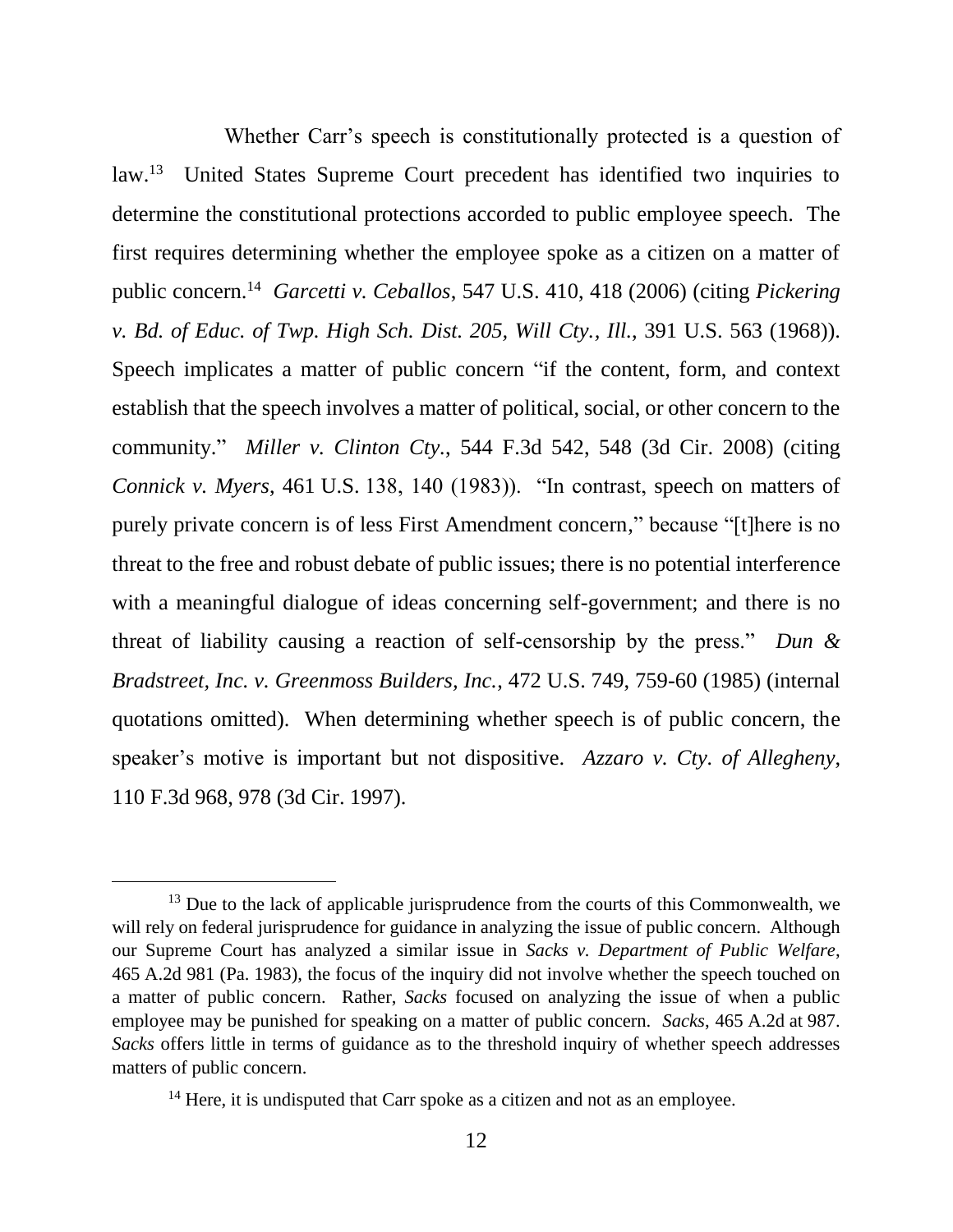Whether Carr's speech is constitutionally protected is a question of law.[13] United States Supreme Court precedent has identified two inquiries to determine the constitutional protections accorded to public employee speech. The first requires determining whether the employee spoke as a citizen on a matter of public concern.[14] *Garcetti v. Ceballos*, 547 U.S. 410, 418 (2006) (citing *Pickering v. Bd. of Educ. of Twp. High Sch. Dist. 205, Will Cty., Ill.*, 391 U.S. 563 (1968)). Speech implicates a matter of public concern "if the content, form, and context establish that the speech involves a matter of political, social, or other concern to the community." *Miller v. Clinton Cty.*, 544 F.3d 542, 548 (3d Cir. 2008) (citing *Connick v. Myers*, 461 U.S. 138, 140 (1983)). "In contrast, speech on matters of purely private concern is of less First Amendment concern," because "[t]here is no threat to the free and robust debate of public issues; there is no potential interference with a meaningful dialogue of ideas concerning self-government; and there is no threat of liability causing a reaction of self-censorship by the press." *Dun & Bradstreet, Inc. v. Greenmoss Builders, Inc.*, 472 U.S. 749, 759-60 (1985) (internal quotations omitted). When determining whether speech is of public concern, the speaker's motive is important but not dispositive. *Azzaro v. Cty. of Allegheny*, 110 F.3d 968, 978 (3d Cir. 1997).

---

[13] Due to the lack of applicable jurisprudence from the courts of this Commonwealth, we will rely on federal jurisprudence for guidance in analyzing the issue of public concern. Although our Supreme Court has analyzed a similar issue in *Sacks v. Department of Public Welfare*, 465 A.2d 981 (Pa. 1983), the focus of the inquiry did not involve whether the speech touched on a matter of public concern. Rather, *Sacks* focused on analyzing the issue of when a public employee may be punished for speaking on a matter of public concern. *Sacks*, 465 A.2d at 987. *Sacks* offers little in terms of guidance as to the threshold inquiry of whether speech addresses matters of public concern.

[14] Here, it is undisputed that Carr spoke as a citizen and not as an employee.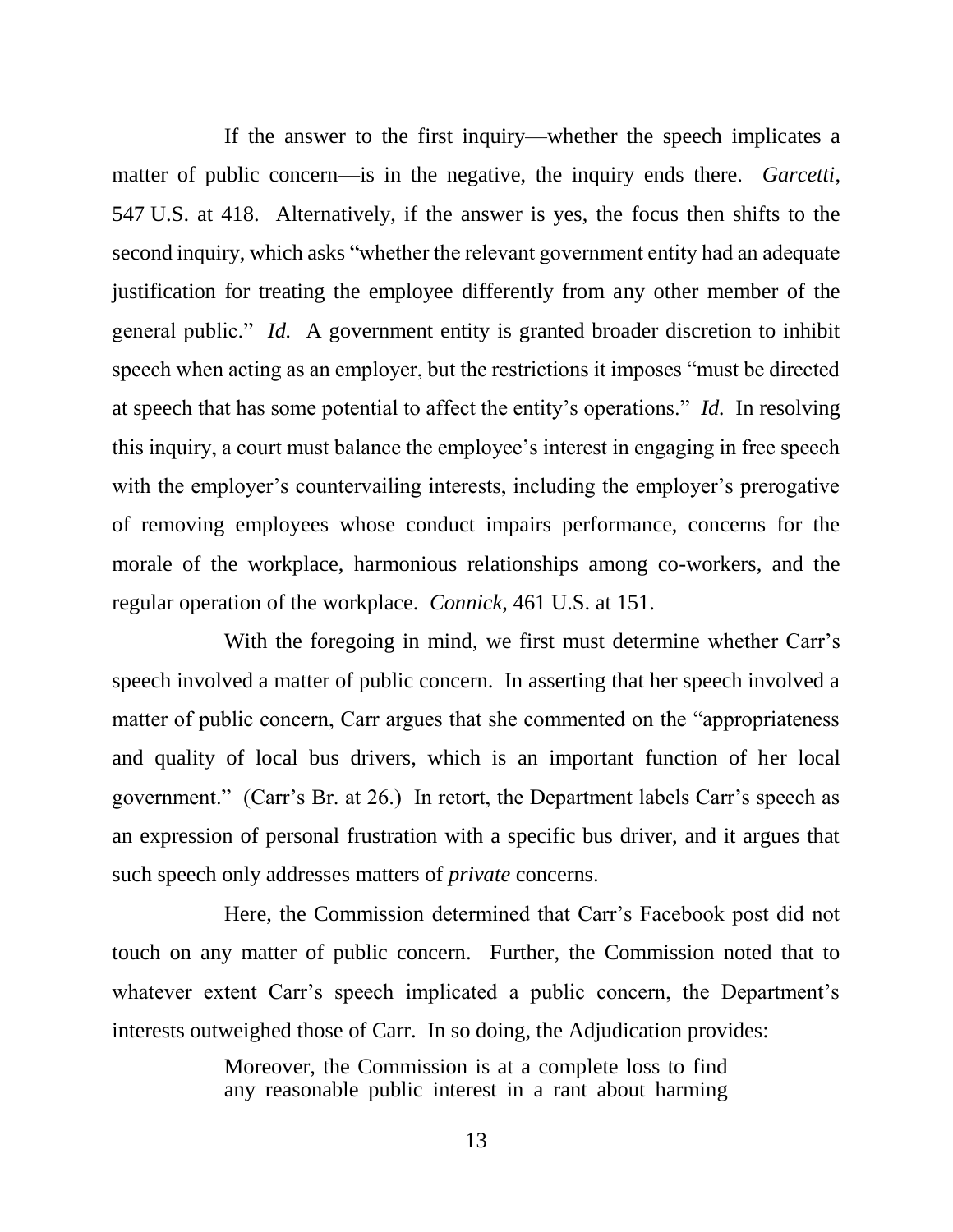If the answer to the first inquiry—whether the speech implicates a matter of public concern—is in the negative, the inquiry ends there. *Garcetti*, 547 U.S. at 418. Alternatively, if the answer is yes, the focus then shifts to the second inquiry, which asks "whether the relevant government entity had an adequate justification for treating the employee differently from any other member of the general public." *Id.* A government entity is granted broader discretion to inhibit speech when acting as an employer, but the restrictions it imposes "must be directed at speech that has some potential to affect the entity's operations." *Id.* In resolving this inquiry, a court must balance the employee's interest in engaging in free speech with the employer's countervailing interests, including the employer's prerogative of removing employees whose conduct impairs performance, concerns for the morale of the workplace, harmonious relationships among co-workers, and the regular operation of the workplace. *Connick*, 461 U.S. at 151.

With the foregoing in mind, we first must determine whether Carr's speech involved a matter of public concern. In asserting that her speech involved a matter of public concern, Carr argues that she commented on the "appropriateness and quality of local bus drivers, which is an important function of her local government." (Carr's Br. at 26.) In retort, the Department labels Carr's speech as an expression of personal frustration with a specific bus driver, and it argues that such speech only addresses matters of *private* concerns.

Here, the Commission determined that Carr's Facebook post did not touch on any matter of public concern. Further, the Commission noted that to whatever extent Carr's speech implicated a public concern, the Department's interests outweighed those of Carr. In so doing, the Adjudication provides:

> Moreover, the Commission is at a complete loss to find any reasonable public interest in a rant about harming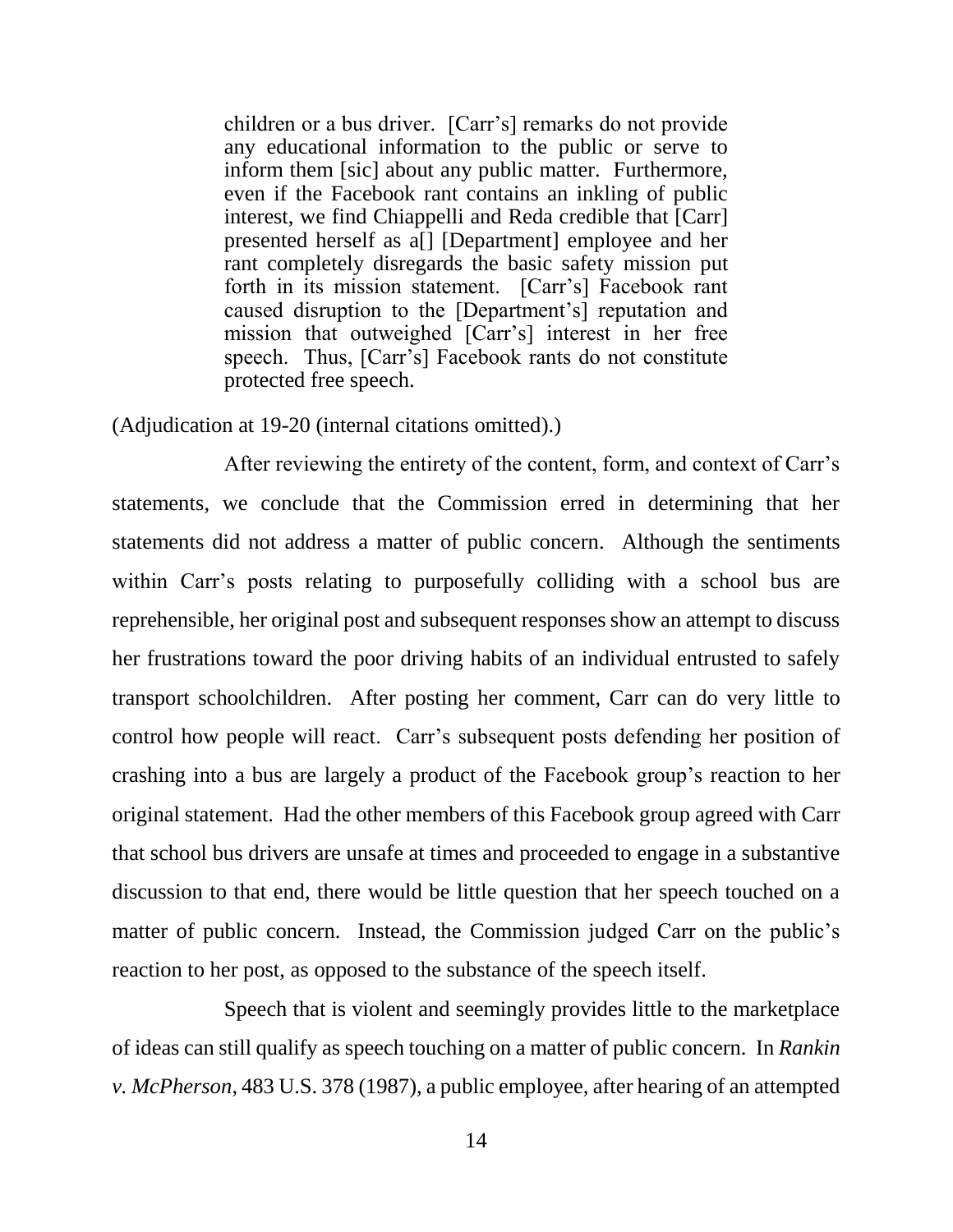> children or a bus driver. [Carr's] remarks do not provide any educational information to the public or serve to inform them [sic] about any public matter. Furthermore, even if the Facebook rant contains an inkling of public interest, we find Chiappelli and Reda credible that [Carr] presented herself as a[] [Department] employee and her rant completely disregards the basic safety mission put forth in its mission statement. [Carr's] Facebook rant caused disruption to the [Department's] reputation and mission that outweighed [Carr's] interest in her free speech. Thus, [Carr's] Facebook rants do not constitute protected free speech.

(Adjudication at 19-20 (internal citations omitted).)

After reviewing the entirety of the content, form, and context of Carr's statements, we conclude that the Commission erred in determining that her statements did not address a matter of public concern. Although the sentiments within Carr's posts relating to purposefully colliding with a school bus are reprehensible, her original post and subsequent responses show an attempt to discuss her frustrations toward the poor driving habits of an individual entrusted to safely transport schoolchildren. After posting her comment, Carr can do very little to control how people will react. Carr's subsequent posts defending her position of crashing into a bus are largely a product of the Facebook group's reaction to her original statement. Had the other members of this Facebook group agreed with Carr that school bus drivers are unsafe at times and proceeded to engage in a substantive discussion to that end, there would be little question that her speech touched on a matter of public concern. Instead, the Commission judged Carr on the public's reaction to her post, as opposed to the substance of the speech itself.

Speech that is violent and seemingly provides little to the marketplace of ideas can still qualify as speech touching on a matter of public concern. In *Rankin v. McPherson*, 483 U.S. 378 (1987), a public employee, after hearing of an attempted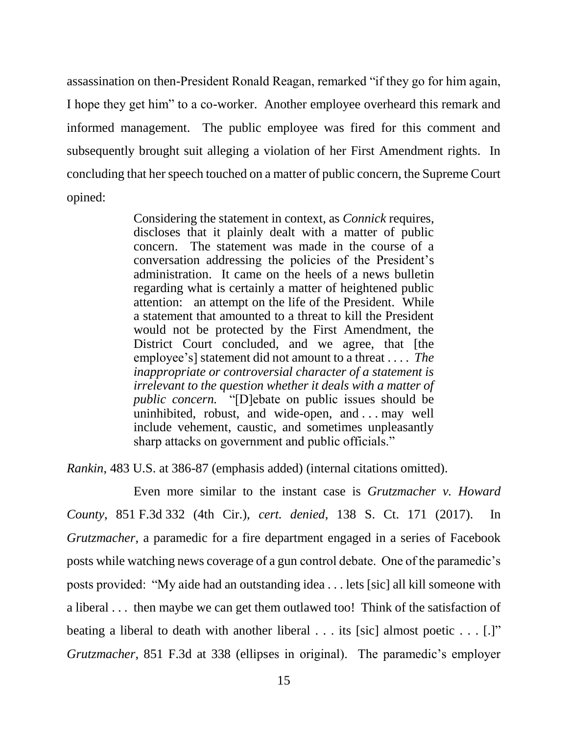assassination on then-President Ronald Reagan, remarked "if they go for him again, I hope they get him" to a co-worker. Another employee overheard this remark and informed management. The public employee was fired for this comment and subsequently brought suit alleging a violation of her First Amendment rights. In concluding that her speech touched on a matter of public concern, the Supreme Court opined:

> Considering the statement in context, as *Connick* requires, discloses that it plainly dealt with a matter of public concern. The statement was made in the course of a conversation addressing the policies of the President's administration. It came on the heels of a news bulletin regarding what is certainly a matter of heightened public attention: an attempt on the life of the President. While a statement that amounted to a threat to kill the President would not be protected by the First Amendment, the District Court concluded, and we agree, that [the employee's] statement did not amount to a threat . . . . *The inappropriate or controversial character of a statement is irrelevant to the question whether it deals with a matter of public concern.* "[D]ebate on public issues should be uninhibited, robust, and wide-open, and . . . may well include vehement, caustic, and sometimes unpleasantly sharp attacks on government and public officials."

*Rankin*, 483 U.S. at 386-87 (emphasis added) (internal citations omitted).

Even more similar to the instant case is *Grutzmacher v. Howard County*, 851 F.3d 332 (4th Cir.), *cert. denied*, 138 S. Ct. 171 (2017). In *Grutzmacher*, a paramedic for a fire department engaged in a series of Facebook posts while watching news coverage of a gun control debate. One of the paramedic's posts provided: "My aide had an outstanding idea . . . lets [sic] all kill someone with a liberal . . . then maybe we can get them outlawed too! Think of the satisfaction of beating a liberal to death with another liberal . . . its [sic] almost poetic . . . [.]" *Grutzmacher*, 851 F.3d at 338 (ellipses in original). The paramedic's employer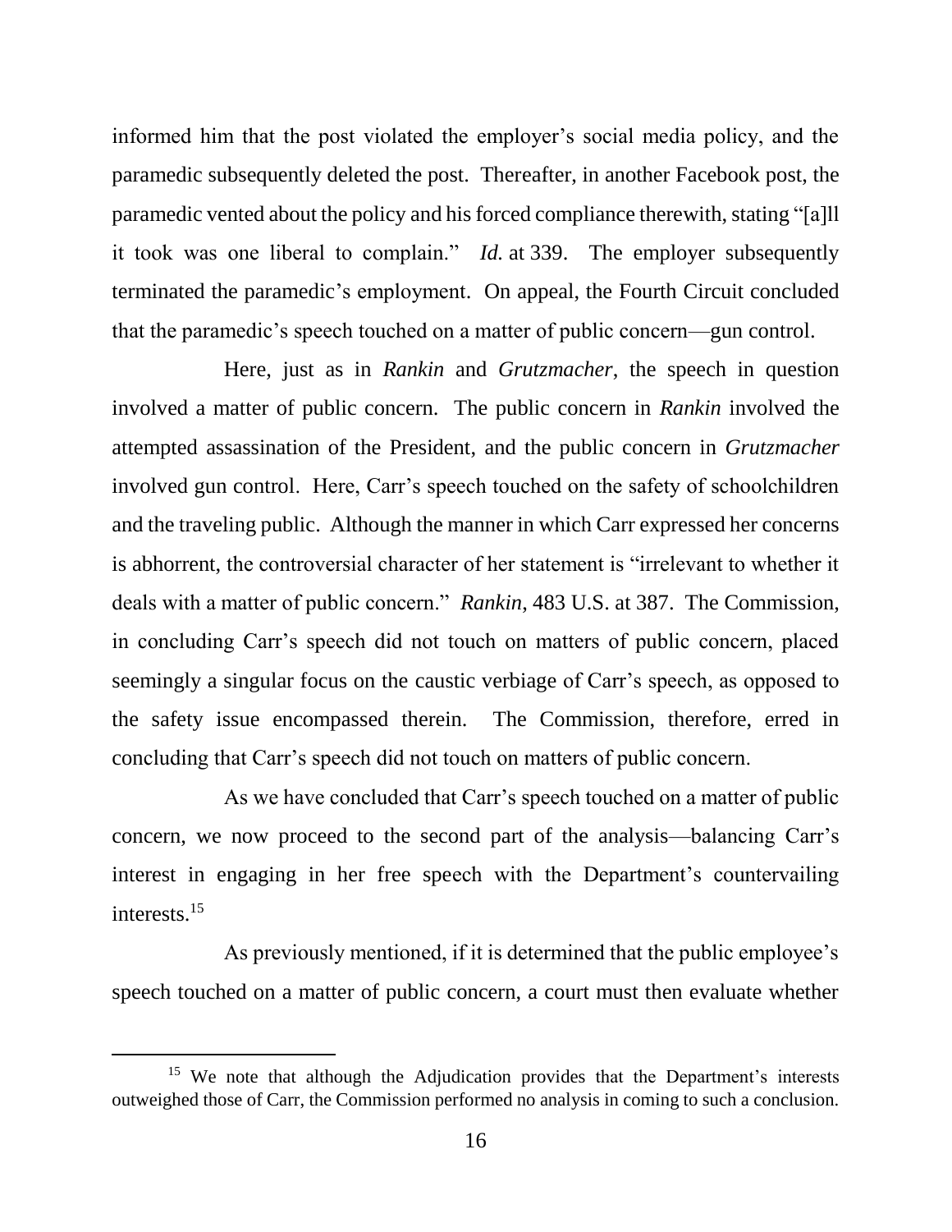informed him that the post violated the employer's social media policy, and the paramedic subsequently deleted the post. Thereafter, in another Facebook post, the paramedic vented about the policy and his forced compliance therewith, stating "[a]ll it took was one liberal to complain." *Id.* at 339. The employer subsequently terminated the paramedic's employment. On appeal, the Fourth Circuit concluded that the paramedic's speech touched on a matter of public concern—gun control.

Here, just as in *Rankin* and *Grutzmacher*, the speech in question involved a matter of public concern. The public concern in *Rankin* involved the attempted assassination of the President, and the public concern in *Grutzmacher* involved gun control. Here, Carr's speech touched on the safety of schoolchildren and the traveling public. Although the manner in which Carr expressed her concerns is abhorrent, the controversial character of her statement is "irrelevant to whether it deals with a matter of public concern." *Rankin,* 483 U.S. at 387. The Commission, in concluding Carr's speech did not touch on matters of public concern, placed seemingly a singular focus on the caustic verbiage of Carr's speech, as opposed to the safety issue encompassed therein. The Commission, therefore, erred in concluding that Carr's speech did not touch on matters of public concern.

As we have concluded that Carr's speech touched on a matter of public concern, we now proceed to the second part of the analysis—balancing Carr's interest in engaging in her free speech with the Department's countervailing interests.[15]

As previously mentioned, if it is determined that the public employee's speech touched on a matter of public concern, a court must then evaluate whether

---

[15] We note that although the Adjudication provides that the Department's interests outweighed those of Carr, the Commission performed no analysis in coming to such a conclusion.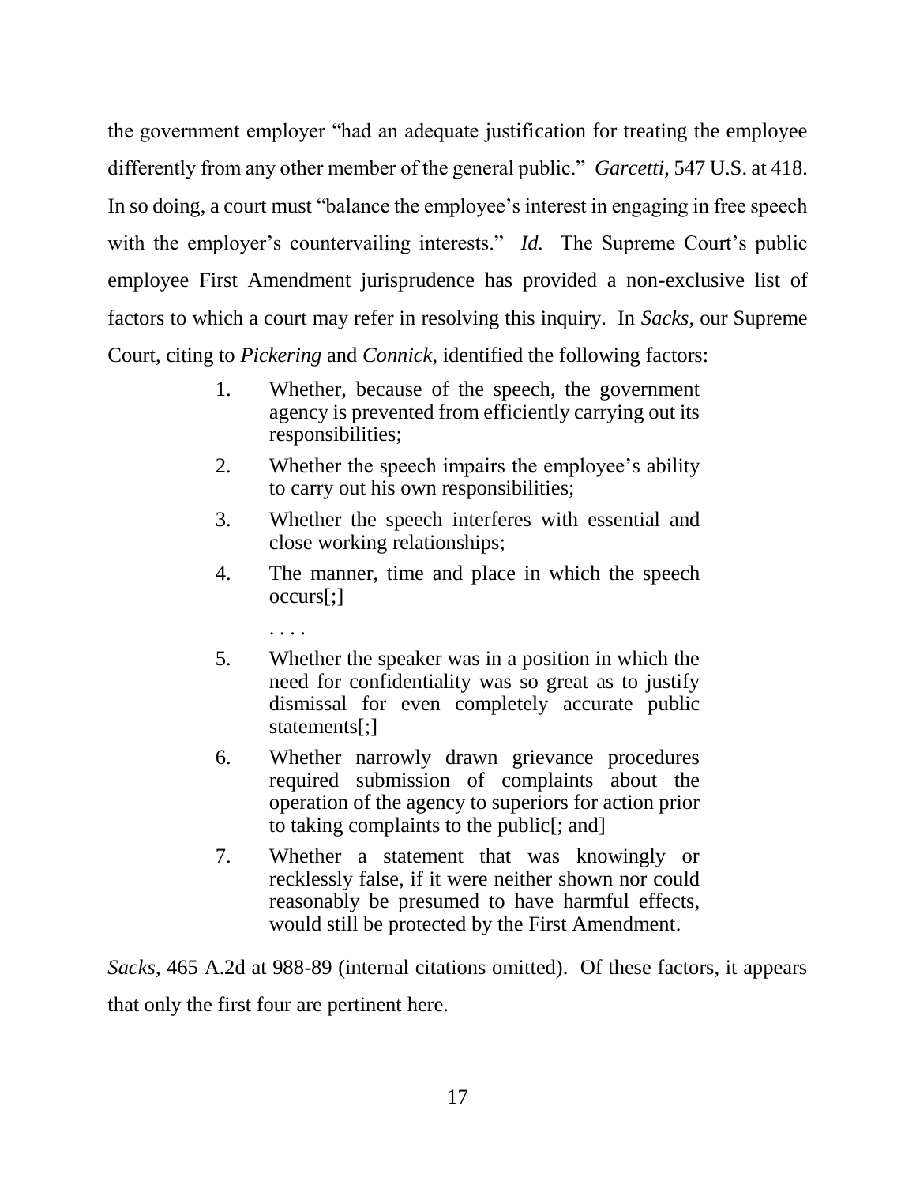the government employer "had an adequate justification for treating the employee differently from any other member of the general public." *Garcetti*, 547 U.S. at 418. In so doing, a court must "balance the employee's interest in engaging in free speech with the employer's countervailing interests." *Id.* The Supreme Court's public employee First Amendment jurisprudence has provided a non-exclusive list of factors to which a court may refer in resolving this inquiry. In *Sacks*, our Supreme Court, citing to *Pickering* and *Connick*, identified the following factors:

> 1. Whether, because of the speech, the government agency is prevented from efficiently carrying out its responsibilities;
> 2. Whether the speech impairs the employee's ability to carry out his own responsibilities;
> 3. Whether the speech interferes with essential and close working relationships;
> 4. The manner, time and place in which the speech occurs[;]
>
> . . . .
>
> 5. Whether the speaker was in a position in which the need for confidentiality was so great as to justify dismissal for even completely accurate public statements[;]
> 6. Whether narrowly drawn grievance procedures required submission of complaints about the operation of the agency to superiors for action prior to taking complaints to the public[; and]
> 7. Whether a statement that was knowingly or recklessly false, if it were neither shown nor could reasonably be presumed to have harmful effects, would still be protected by the First Amendment.

*Sacks*, 465 A.2d at 988-89 (internal citations omitted). Of these factors, it appears that only the first four are pertinent here.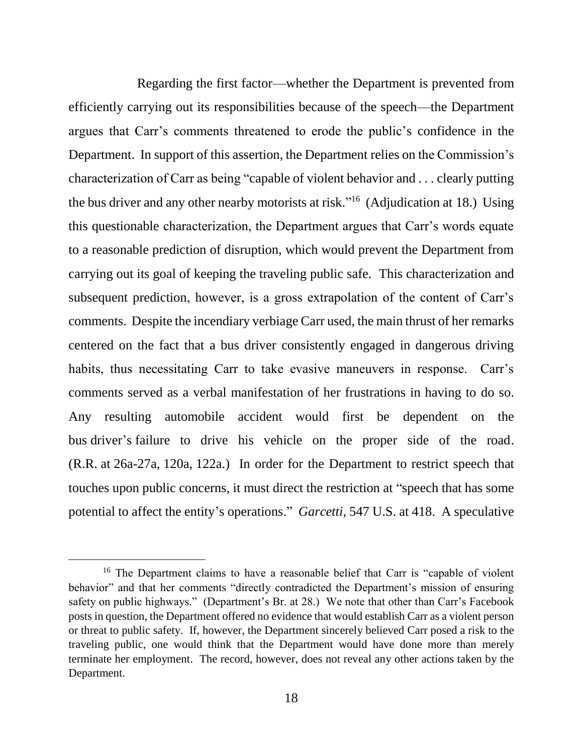Regarding the first factor—whether the Department is prevented from efficiently carrying out its responsibilities because of the speech—the Department argues that Carr's comments threatened to erode the public's confidence in the Department. In support of this assertion, the Department relies on the Commission's characterization of Carr as being "capable of violent behavior and . . . clearly putting the bus driver and any other nearby motorists at risk."[16] (Adjudication at 18.) Using this questionable characterization, the Department argues that Carr's words equate to a reasonable prediction of disruption, which would prevent the Department from carrying out its goal of keeping the traveling public safe. This characterization and subsequent prediction, however, is a gross extrapolation of the content of Carr's comments. Despite the incendiary verbiage Carr used, the main thrust of her remarks centered on the fact that a bus driver consistently engaged in dangerous driving habits, thus necessitating Carr to take evasive maneuvers in response. Carr's comments served as a verbal manifestation of her frustrations in having to do so. Any resulting automobile accident would first be dependent on the bus driver's failure to drive his vehicle on the proper side of the road. (R.R. at 26a-27a, 120a, 122a.) In order for the Department to restrict speech that touches upon public concerns, it must direct the restriction at "speech that has some potential to affect the entity's operations." *Garcetti*, 547 U.S. at 418. A speculative

---

[16] The Department claims to have a reasonable belief that Carr is "capable of violent behavior" and that her comments "directly contradicted the Department's mission of ensuring safety on public highways." (Department's Br. at 28.) We note that other than Carr's Facebook posts in question, the Department offered no evidence that would establish Carr as a violent person or threat to public safety. If, however, the Department sincerely believed Carr posed a risk to the traveling public, one would think that the Department would have done more than merely terminate her employment. The record, however, does not reveal any other actions taken by the Department.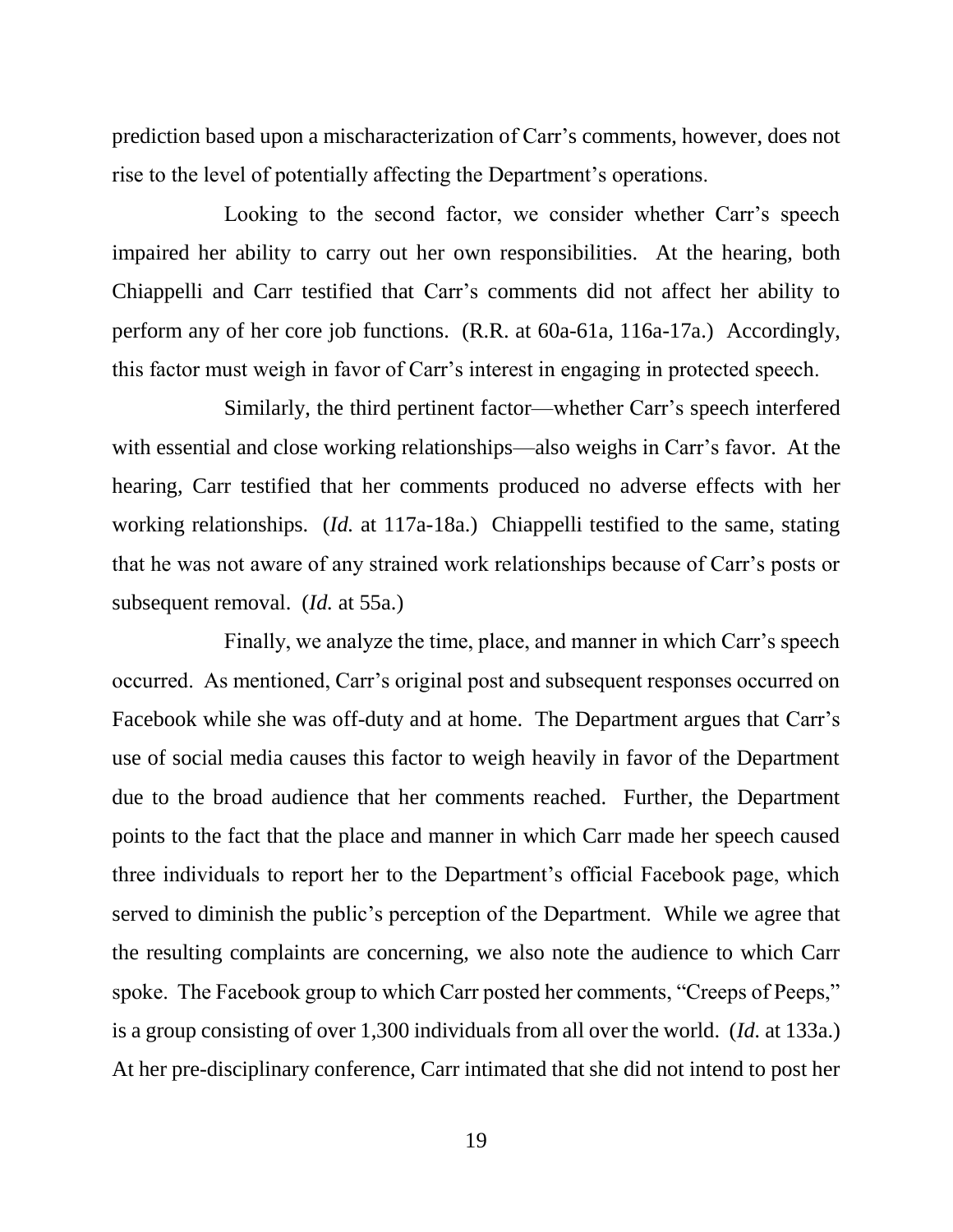prediction based upon a mischaracterization of Carr's comments, however, does not rise to the level of potentially affecting the Department's operations.

Looking to the second factor, we consider whether Carr's speech impaired her ability to carry out her own responsibilities. At the hearing, both Chiappelli and Carr testified that Carr's comments did not affect her ability to perform any of her core job functions. (R.R. at 60a-61a, 116a-17a.) Accordingly, this factor must weigh in favor of Carr's interest in engaging in protected speech.

Similarly, the third pertinent factor—whether Carr's speech interfered with essential and close working relationships—also weighs in Carr's favor. At the hearing, Carr testified that her comments produced no adverse effects with her working relationships. (*Id.* at 117a-18a.) Chiappelli testified to the same, stating that he was not aware of any strained work relationships because of Carr's posts or subsequent removal. (*Id.* at 55a.)

Finally, we analyze the time, place, and manner in which Carr's speech occurred. As mentioned, Carr's original post and subsequent responses occurred on Facebook while she was off-duty and at home. The Department argues that Carr's use of social media causes this factor to weigh heavily in favor of the Department due to the broad audience that her comments reached. Further, the Department points to the fact that the place and manner in which Carr made her speech caused three individuals to report her to the Department's official Facebook page, which served to diminish the public's perception of the Department. While we agree that the resulting complaints are concerning, we also note the audience to which Carr spoke. The Facebook group to which Carr posted her comments, "Creeps of Peeps," is a group consisting of over 1,300 individuals from all over the world. (*Id.* at 133a.) At her pre-disciplinary conference, Carr intimated that she did not intend to post her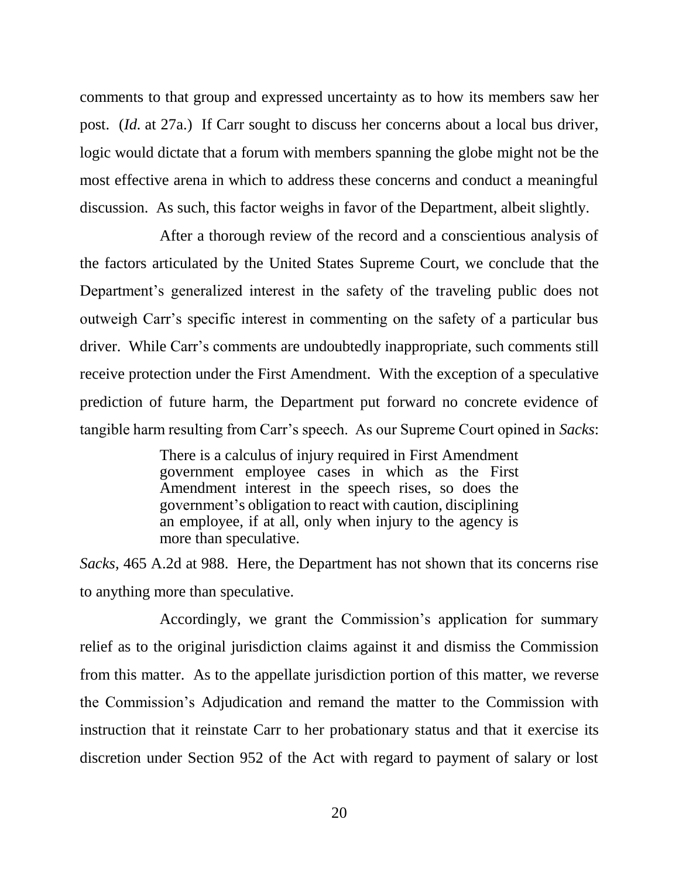comments to that group and expressed uncertainty as to how its members saw her post. (*Id.* at 27a.) If Carr sought to discuss her concerns about a local bus driver, logic would dictate that a forum with members spanning the globe might not be the most effective arena in which to address these concerns and conduct a meaningful discussion. As such, this factor weighs in favor of the Department, albeit slightly.

After a thorough review of the record and a conscientious analysis of the factors articulated by the United States Supreme Court, we conclude that the Department's generalized interest in the safety of the traveling public does not outweigh Carr's specific interest in commenting on the safety of a particular bus driver. While Carr's comments are undoubtedly inappropriate, such comments still receive protection under the First Amendment. With the exception of a speculative prediction of future harm, the Department put forward no concrete evidence of tangible harm resulting from Carr's speech. As our Supreme Court opined in *Sacks*:

> There is a calculus of injury required in First Amendment government employee cases in which as the First Amendment interest in the speech rises, so does the government's obligation to react with caution, disciplining an employee, if at all, only when injury to the agency is more than speculative.

*Sacks*, 465 A.2d at 988. Here, the Department has not shown that its concerns rise to anything more than speculative.

Accordingly, we grant the Commission's application for summary relief as to the original jurisdiction claims against it and dismiss the Commission from this matter. As to the appellate jurisdiction portion of this matter, we reverse the Commission's Adjudication and remand the matter to the Commission with instruction that it reinstate Carr to her probationary status and that it exercise its discretion under Section 952 of the Act with regard to payment of salary or lost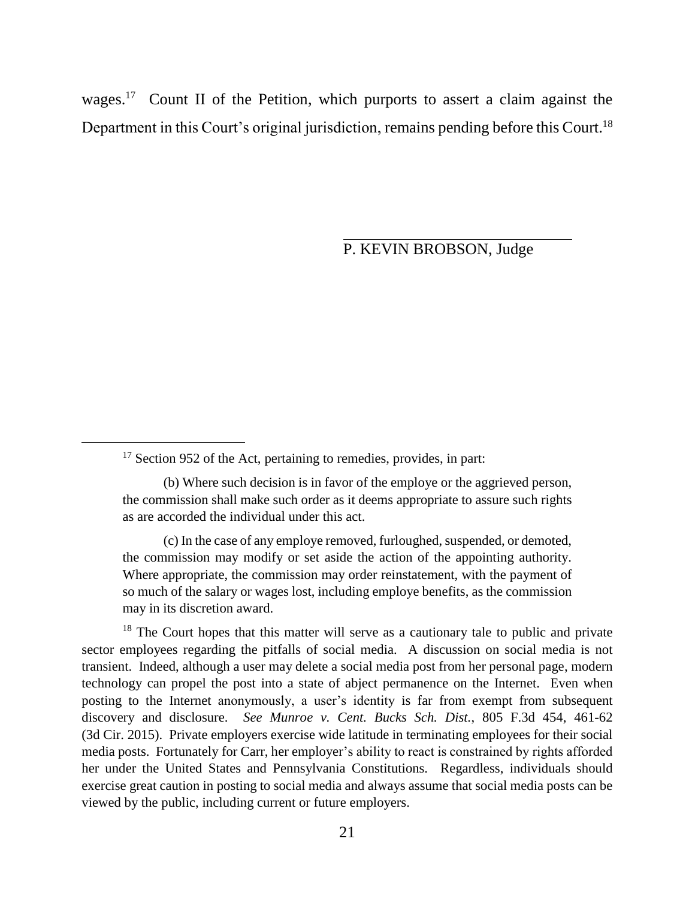wages.[17] Count II of the Petition, which purports to assert a claim against the Department in this Court's original jurisdiction, remains pending before this Court.[18]

P. KEVIN BROBSON, Judge

---

[17] Section 952 of the Act, pertaining to remedies, provides, in part:

> (b) Where such decision is in favor of the employe or the aggrieved person, the commission shall make such order as it deems appropriate to assure such rights as are accorded the individual under this act.
>
> (c) In the case of any employe removed, furloughed, suspended, or demoted, the commission may modify or set aside the action of the appointing authority. Where appropriate, the commission may order reinstatement, with the payment of so much of the salary or wages lost, including employe benefits, as the commission may in its discretion award.

[18] The Court hopes that this matter will serve as a cautionary tale to public and private sector employees regarding the pitfalls of social media. A discussion on social media is not transient. Indeed, although a user may delete a social media post from her personal page, modern technology can propel the post into a state of abject permanence on the Internet. Even when posting to the Internet anonymously, a user's identity is far from exempt from subsequent discovery and disclosure. *See Munroe v. Cent. Bucks Sch. Dist.*, 805 F.3d 454, 461-62 (3d Cir. 2015). Private employers exercise wide latitude in terminating employees for their social media posts. Fortunately for Carr, her employer's ability to react is constrained by rights afforded her under the United States and Pennsylvania Constitutions. Regardless, individuals should exercise great caution in posting to social media and always assume that social media posts can be viewed by the public, including current or future employers.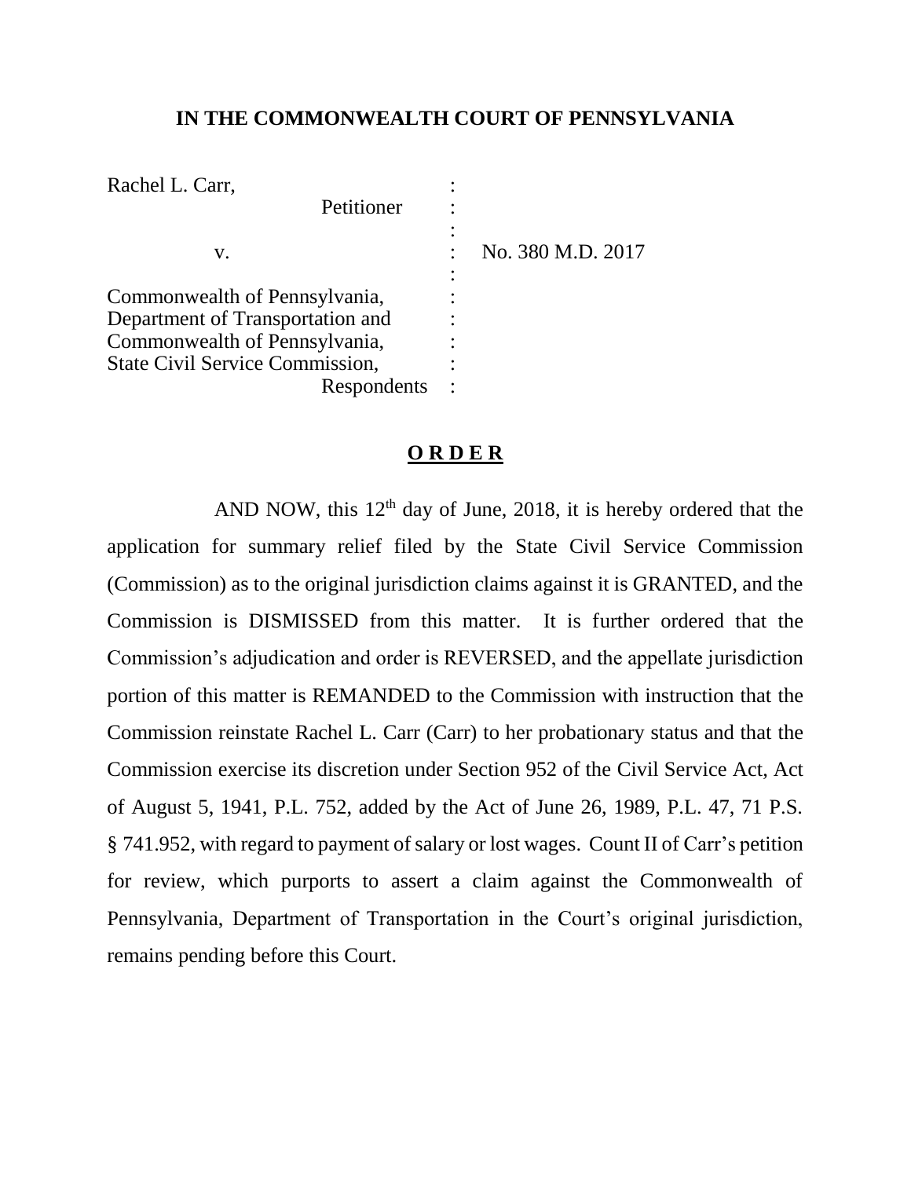**IN THE COMMONWEALTH COURT OF PENNSYLVANIA**

| | | |
|---|---|---|
| Rachel L. Carr, | : | |
| Petitioner | : | |
| | : | |
| v. | : | No. 380 M.D. 2017 |
| | : | |
| Commonwealth of Pennsylvania, | : | |
| Department of Transportation and | : | |
| Commonwealth of Pennsylvania, | : | |
| State Civil Service Commission, | : | |
| Respondents | : | |

**O R D E R**

AND NOW, this 12th day of June, 2018, it is hereby ordered that the application for summary relief filed by the State Civil Service Commission (Commission) as to the original jurisdiction claims against it is GRANTED, and the Commission is DISMISSED from this matter. It is further ordered that the Commission's adjudication and order is REVERSED, and the appellate jurisdiction portion of this matter is REMANDED to the Commission with instruction that the Commission reinstate Rachel L. Carr (Carr) to her probationary status and that the Commission exercise its discretion under Section 952 of the Civil Service Act, Act of August 5, 1941, P.L. 752, added by the Act of June 26, 1989, P.L. 47, 71 P.S. § 741.952, with regard to payment of salary or lost wages. Count II of Carr's petition for review, which purports to assert a claim against the Commonwealth of Pennsylvania, Department of Transportation in the Court's original jurisdiction, remains pending before this Court.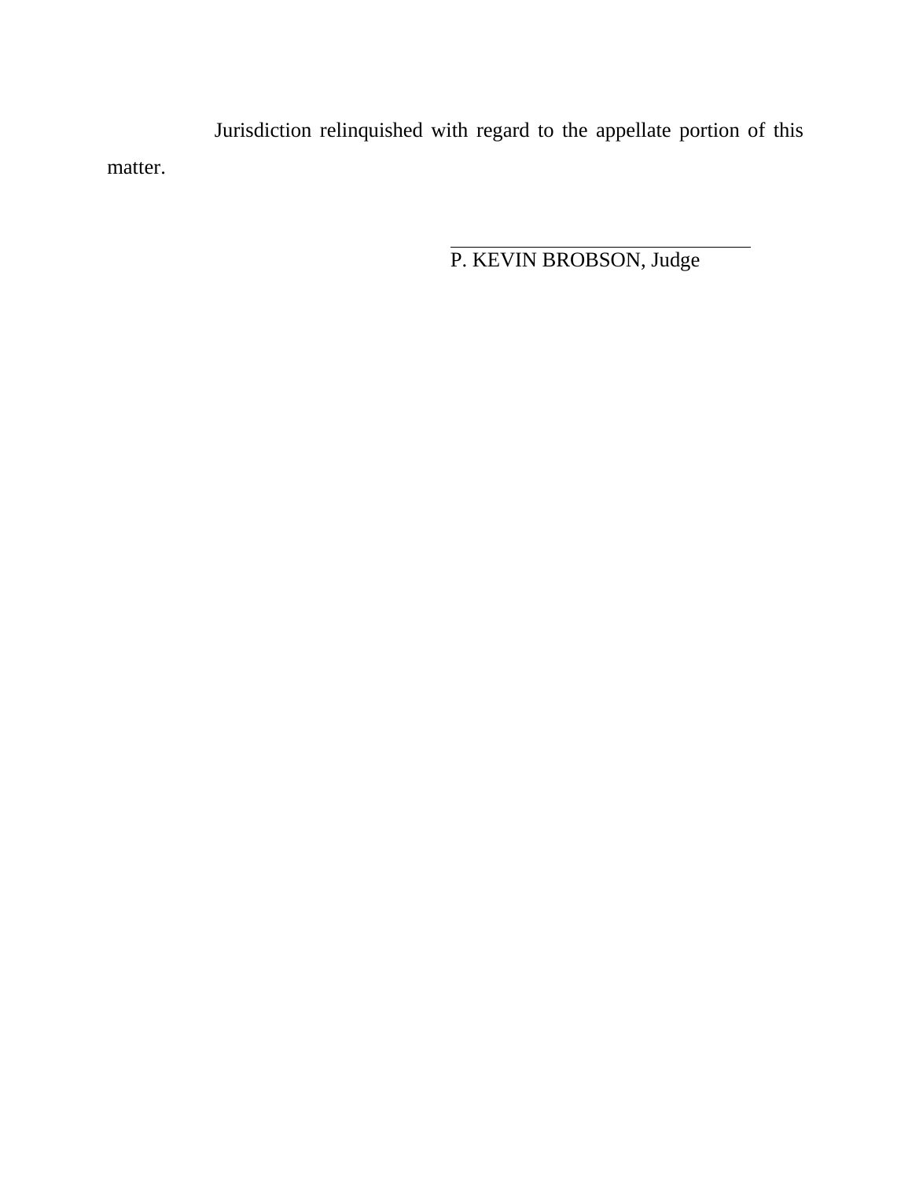Jurisdiction relinquished with regard to the appellate portion of this matter.

P. KEVIN BROBSON, Judge